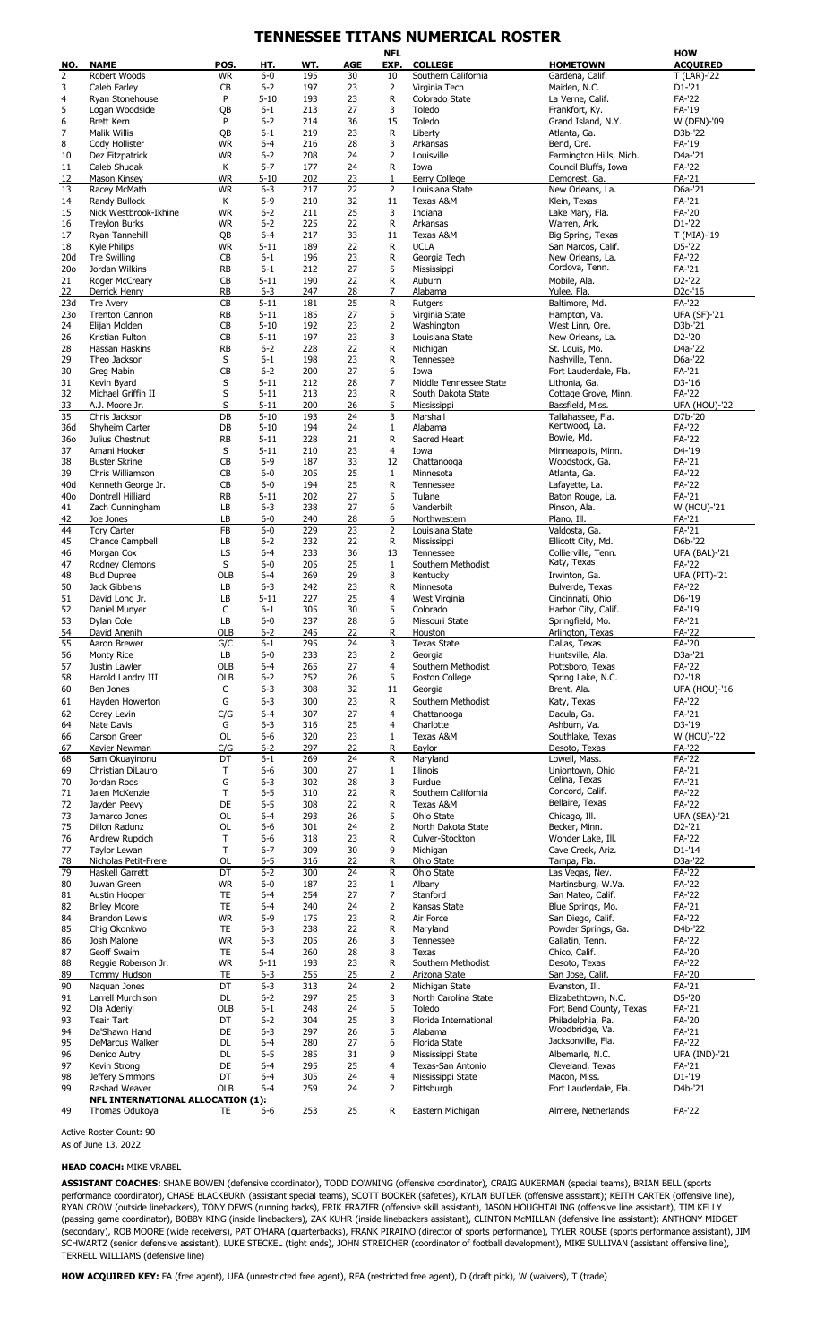# TENNESSEE TITANS NUMERICAL ROSTER

| NO. | NAME | POS. | HT. | WT. | AGE | NFL EXP. | COLLEGE | HOMETOWN | HOW ACQUIRED |
|---|---|---|---|---|---|---|---|---|---|
| 2 | Robert Woods | WR | 6-0 | 195 | 30 | 10 | Southern California | Gardena, Calif. | T (LAR)-'22 |
| 3 | Caleb Farley | CB | 6-2 | 197 | 23 | 2 | Virginia Tech | Maiden, N.C. | D1-'21 |
| 4 | Ryan Stonehouse | P | 5-10 | 193 | 23 | R | Colorado State | La Verne, Calif. | FA-'22 |
| 5 | Logan Woodside | QB | 6-1 | 213 | 27 | 3 | Toledo | Frankfort, Ky. | FA-'19 |
| 6 | Brett Kern | P | 6-2 | 214 | 36 | 15 | Toledo | Grand Island, N.Y. | W (DEN)-'09 |
| 7 | Malik Willis | QB | 6-1 | 219 | 23 | R | Liberty | Atlanta, Ga. | D3b-'22 |
| 8 | Cody Hollister | WR | 6-4 | 216 | 28 | 3 | Arkansas | Bend, Ore. | FA-'19 |
| 10 | Dez Fitzpatrick | WR | 6-2 | 208 | 24 | 2 | Louisville | Farmington Hills, Mich. | D4a-'21 |
| 11 | Caleb Shudak | K | 5-7 | 177 | 24 | R | Iowa | Council Bluffs, Iowa | FA-'22 |
| 12 | Mason Kinsey | WR | 5-10 | 202 | 23 | 1 | Berry College | Demorest, Ga. | FA-'21 |
| 13 | Racey McMath | WR | 6-3 | 217 | 22 | 2 | Louisiana State | New Orleans, La. | D6a-'21 |
| 14 | Randy Bullock | K | 5-9 | 210 | 32 | 11 | Texas A&M | Klein, Texas | FA-'21 |
| 15 | Nick Westbrook-Ikhine | WR | 6-2 | 211 | 25 | 3 | Indiana | Lake Mary, Fla. | FA-'20 |
| 16 | Treylon Burks | WR | 6-2 | 225 | 22 | R | Arkansas | Warren, Ark. | D1-'22 |
| 17 | Ryan Tannehill | QB | 6-4 | 217 | 33 | 11 | Texas A&M | Big Spring, Texas | T (MIA)-'19 |
| 18 | Kyle Philips | WR | 5-11 | 189 | 22 | R | UCLA | San Marcos, Calif. | D5-'22 |
| 20d | Tre Swilling | CB | 6-1 | 196 | 23 | R | Georgia Tech | New Orleans, La. | FA-'22 |
| 20o | Jordan Wilkins | RB | 6-1 | 212 | 27 | 5 | Mississippi | Cordova, Tenn. | FA-'21 |
| 21 | Roger McCreary | CB | 5-11 | 190 | 22 | R | Auburn | Mobile, Ala. | D2-'22 |
| 22 | Derrick Henry | RB | 6-3 | 247 | 28 | 7 | Alabama | Yulee, Fla. | D2c-'16 |
| 23d | Tre Avery | CB | 5-11 | 181 | 25 | R | Rutgers | Baltimore, Md. | FA-'22 |
| 23o | Trenton Cannon | RB | 5-11 | 185 | 27 | 5 | Virginia State | Hampton, Va. | UFA (SF)-'21 |
| 24 | Elijah Molden | CB | 5-10 | 192 | 23 | 2 | Washington | West Linn, Ore. | D3b-'21 |
| 26 | Kristian Fulton | CB | 5-11 | 197 | 23 | 3 | Louisiana State | New Orleans, La. | D2-'20 |
| 28 | Hassan Haskins | RB | 6-2 | 228 | 22 | R | Michigan | St. Louis, Mo. | D4a-'22 |
| 29 | Theo Jackson | S | 6-1 | 198 | 23 | R | Tennessee | Nashville, Tenn. | D6a-'22 |
| 30 | Greg Mabin | CB | 6-2 | 200 | 27 | 6 | Iowa | Fort Lauderdale, Fla. | FA-'21 |
| 31 | Kevin Byard | S | 5-11 | 212 | 28 | 7 | Middle Tennessee State | Lithonia, Ga. | D3-'16 |
| 32 | Michael Griffin II | S | 5-11 | 213 | 23 | R | South Dakota State | Cottage Grove, Minn. | FA-'22 |
| 33 | A.J. Moore Jr. | S | 5-11 | 200 | 26 | 5 | Mississippi | Bassfield, Miss. | UFA (HOU)-'22 |
| 35 | Chris Jackson | DB | 5-10 | 193 | 24 | 3 | Marshall | Tallahassee, Fla. | D7b-'20 |
| 36d | Shyheim Carter | DB | 5-10 | 194 | 24 | 1 | Alabama | Kentwood, La. | FA-'22 |
| 36o | Julius Chestnut | RB | 5-11 | 228 | 21 | R | Sacred Heart | Bowie, Md. | FA-'22 |
| 37 | Amani Hooker | S | 5-11 | 210 | 23 | 4 | Iowa | Minneapolis, Minn. | D4-'19 |
| 38 | Buster Skrine | CB | 5-9 | 187 | 33 | 12 | Chattanooga | Woodstock, Ga. | FA-'21 |
| 39 | Chris Williamson | CB | 6-0 | 205 | 25 | 1 | Minnesota | Atlanta, Ga. | FA-'22 |
| 40d | Kenneth George Jr. | CB | 6-0 | 194 | 25 | R | Tennessee | Lafayette, La. | FA-'22 |
| 40o | Dontrell Hilliard | RB | 5-11 | 202 | 27 | 5 | Tulane | Baton Rouge, La. | FA-'21 |
| 41 | Zach Cunningham | LB | 6-3 | 238 | 27 | 6 | Vanderbilt | Pinson, Ala. | W (HOU)-'21 |
| 42 | Joe Jones | LB | 6-0 | 240 | 28 | 6 | Northwestern | Plano, Ill. | FA-'21 |
| 44 | Tory Carter | FB | 6-0 | 229 | 23 | 2 | Louisiana State | Valdosta, Ga. | FA-'21 |
| 45 | Chance Campbell | LB | 6-2 | 232 | 22 | R | Mississippi | Ellicott City, Md. | D6b-'22 |
| 46 | Morgan Cox | LS | 6-4 | 233 | 36 | 13 | Tennessee | Collierville, Tenn. | UFA (BAL)-'21 |
| 47 | Rodney Clemons | S | 6-0 | 205 | 25 | 1 | Southern Methodist | Katy, Texas | FA-'22 |
| 48 | Bud Dupree | OLB | 6-4 | 269 | 29 | 8 | Kentucky | Irwinton, Ga. | UFA (PIT)-'21 |
| 50 | Jack Gibbens | LB | 6-3 | 242 | 23 | R | Minnesota | Bulverde, Texas | FA-'22 |
| 51 | David Long Jr. | LB | 5-11 | 227 | 25 | 4 | West Virginia | Cincinnati, Ohio | D6-'19 |
| 52 | Daniel Munyer | C | 6-1 | 305 | 30 | 5 | Colorado | Harbor City, Calif. | FA-'19 |
| 53 | Dylan Cole | LB | 6-0 | 237 | 28 | 6 | Missouri State | Springfield, Mo. | FA-'21 |
| 54 | David Anenih | OLB | 6-2 | 245 | 22 | R | Houston | Arlington, Texas | FA-'22 |
| 55 | Aaron Brewer | G/C | 6-1 | 295 | 24 | 3 | Texas State | Dallas, Texas | FA-'20 |
| 56 | Monty Rice | LB | 6-0 | 233 | 23 | 2 | Georgia | Huntsville, Ala. | D3a-'21 |
| 57 | Justin Lawler | OLB | 6-4 | 265 | 27 | 4 | Southern Methodist | Pottsboro, Texas | FA-'22 |
| 58 | Harold Landry III | OLB | 6-2 | 252 | 26 | 5 | Boston College | Spring Lake, N.C. | D2-'18 |
| 60 | Ben Jones | C | 6-3 | 308 | 32 | 11 | Georgia | Brent, Ala. | UFA (HOU)-'16 |
| 61 | Hayden Howerton | G | 6-3 | 300 | 23 | R | Southern Methodist | Katy, Texas | FA-'22 |
| 62 | Corey Levin | C/G | 6-4 | 307 | 27 | 4 | Chattanooga | Dacula, Ga. | FA-'21 |
| 64 | Nate Davis | G | 6-3 | 316 | 25 | 4 | Charlotte | Ashburn, Va. | D3-'19 |
| 66 | Carson Green | OL | 6-6 | 320 | 23 | 1 | Texas A&M | Southlake, Texas | W (HOU)-'22 |
| 67 | Xavier Newman | C/G | 6-2 | 297 | 22 | R | Baylor | Desoto, Texas | FA-'22 |
| 68 | Sam Okuayinonu | DT | 6-1 | 269 | 24 | R | Maryland | Lowell, Mass. | FA-'22 |
| 69 | Christian DiLauro | T | 6-6 | 300 | 27 | 1 | Illinois | Uniontown, Ohio | FA-'21 |
| 70 | Jordan Roos | G | 6-3 | 302 | 28 | 3 | Purdue | Celina, Texas | FA-'21 |
| 71 | Jalen McKenzie | T | 6-5 | 310 | 22 | R | Southern California | Concord, Calif. | FA-'22 |
| 72 | Jayden Peevy | DE | 6-5 | 308 | 22 | R | Texas A&M | Bellaire, Texas | FA-'22 |
| 73 | Jamarco Jones | OL | 6-4 | 293 | 26 | 5 | Ohio State | Chicago, Ill. | UFA (SEA)-'21 |
| 75 | Dillon Radunz | OL | 6-6 | 301 | 24 | 2 | North Dakota State | Becker, Minn. | D2-'21 |
| 76 | Andrew Rupcich | T | 6-6 | 318 | 23 | R | Culver-Stockton | Wonder Lake, Ill. | FA-'22 |
| 77 | Taylor Lewan | T | 6-7 | 309 | 30 | 9 | Michigan | Cave Creek, Ariz. | D1-'14 |
| 78 | Nicholas Petit-Frere | OL | 6-5 | 316 | 22 | R | Ohio State | Tampa, Fla. | D3a-'22 |
| 79 | Haskell Garrett | DT | 6-2 | 300 | 24 | R | Ohio State | Las Vegas, Nev. | FA-'22 |
| 80 | Juwan Green | WR | 6-0 | 187 | 23 | 1 | Albany | Martinsburg, W.Va. | FA-'22 |
| 81 | Austin Hooper | TE | 6-4 | 254 | 27 | 7 | Stanford | San Mateo, Calif. | FA-'22 |
| 82 | Briley Moore | TE | 6-4 | 240 | 24 | 2 | Kansas State | Blue Springs, Mo. | FA-'21 |
| 84 | Brandon Lewis | WR | 5-9 | 175 | 23 | R | Air Force | San Diego, Calif. | FA-'22 |
| 85 | Chig Okonkwo | TE | 6-3 | 238 | 22 | R | Maryland | Powder Springs, Ga. | D4b-'22 |
| 86 | Josh Malone | WR | 6-3 | 205 | 26 | 3 | Tennessee | Gallatin, Tenn. | FA-'22 |
| 87 | Geoff Swaim | TE | 6-4 | 260 | 28 | 8 | Texas | Chico, Calif. | FA-'20 |
| 88 | Reggie Roberson Jr. | WR | 5-11 | 193 | 23 | R | Southern Methodist | Desoto, Texas | FA-'22 |
| 89 | Tommy Hudson | TE | 6-3 | 255 | 25 | 2 | Arizona State | San Jose, Calif. | FA-'20 |
| 90 | Naquan Jones | DT | 6-3 | 313 | 24 | 2 | Michigan State | Evanston, Ill. | FA-'21 |
| 91 | Larrell Murchison | DL | 6-2 | 297 | 25 | 3 | North Carolina State | Elizabethtown, N.C. | D5-'20 |
| 92 | Ola Adeniyi | OLB | 6-1 | 248 | 24 | 5 | Toledo | Fort Bend County, Texas | FA-'21 |
| 93 | Teair Tart | DT | 6-2 | 304 | 25 | 3 | Florida International | Philadelphia, Pa. | FA-'20 |
| 94 | Da'Shawn Hand | DE | 6-3 | 297 | 26 | 5 | Alabama | Woodbridge, Va. | FA-'21 |
| 95 | DeMarcus Walker | DL | 6-4 | 280 | 27 | 6 | Florida State | Jacksonville, Fla. | FA-'22 |
| 96 | Denico Autry | DL | 6-5 | 285 | 31 | 9 | Mississippi State | Albemarle, N.C. | UFA (IND)-'21 |
| 97 | Kevin Strong | DE | 6-4 | 295 | 25 | 4 | Texas-San Antonio | Cleveland, Texas | FA-'21 |
| 98 | Jeffery Simmons | DT | 6-4 | 305 | 24 | 4 | Mississippi State | Macon, Miss. | D1-'19 |
| 99 | Rashad Weaver | OLB | 6-4 | 259 | 24 | 2 | Pittsburgh | Fort Lauderdale, Fla. | D4b-'21 |
| | **NFL INTERNATIONAL ALLOCATION (1):** | | | | | | | | |
| 49 | Thomas Odukoya | TE | 6-6 | 253 | 25 | R | Eastern Michigan | Almere, Netherlands | FA-'22 |

Active Roster Count: 90

As of June 13, 2022

**HEAD COACH:** MIKE VRABEL

**ASSISTANT COACHES:** SHANE BOWEN (defensive coordinator), TODD DOWNING (offensive coordinator), CRAIG AUKERMAN (special teams), BRIAN BELL (sports performance coordinator), CHASE BLACKBURN (assistant special teams), SCOTT BOOKER (safeties), KYLAN BUTLER (offensive assistant); KEITH CARTER (offensive line), RYAN CROW (outside linebackers), TONY DEWS (running backs), ERIK FRAZIER (offensive skill assistant), JASON HOUGHTALING (offensive line assistant), TIM KELLY (passing game coordinator), BOBBY KING (inside linebackers), ZAK KUHR (inside linebackers assistant), CLINTON McMILLAN (defensive line assistant); ANTHONY MIDGET (secondary), ROB MOORE (wide receivers), PAT O'HARA (quarterbacks), FRANK PIRAINO (director of sports performance), TYLER ROUSE (sports performance assistant), JIM SCHWARTZ (senior defensive assistant), LUKE STECKEL (tight ends), JOHN STREICHER (coordinator of football development), MIKE SULLIVAN (assistant offensive line), TERRELL WILLIAMS (defensive line)

**HOW ACQUIRED KEY:** FA (free agent), UFA (unrestricted free agent), RFA (restricted free agent), D (draft pick), W (waivers), T (trade)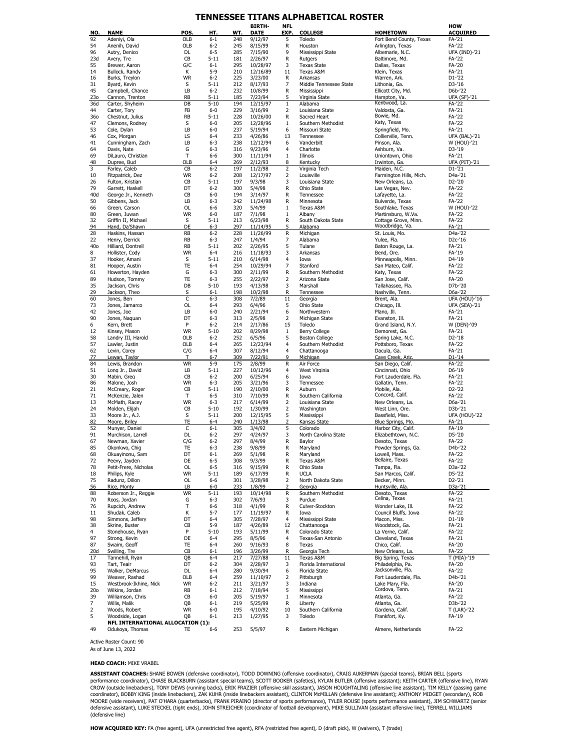# TENNESSEE TITANS ALPHABETICAL ROSTER

| NO. | NAME | POS. | HT. | WT. | BIRTH-DATE | NFL EXP. | COLLEGE | HOMETOWN | HOW ACQUIRED |
|---|---|---|---|---|---|---|---|---|---|
| 92 | Adeniyi, Ola | OLB | 6-1 | 248 | 9/12/97 | 5 | Toledo | Fort Bend County, Texas | FA-'21 |
| 54 | Anenih, David | OLB | 6-2 | 245 | 8/15/99 | R | Houston | Arlington, Texas | FA-'22 |
| 96 | Autry, Denico | DL | 6-5 | 285 | 7/15/90 | 9 | Mississippi State | Albemarle, N.C. | UFA (IND)-'21 |
| 23d | Avery, Tre | CB | 5-11 | 181 | 2/26/97 | R | Rutgers | Baltimore, Md. | FA-'22 |
| 55 | Brewer, Aaron | G/C | 6-1 | 295 | 10/28/97 | 3 | Texas State | Dallas, Texas | FA-'20 |
| 14 | Bullock, Randy | K | 5-9 | 210 | 12/16/89 | 11 | Texas A&M | Klein, Texas | FA-'21 |
| 16 | Burks, Treylon | WR | 6-2 | 225 | 3/23/00 | R | Arkansas | Warren, Ark. | D1-'22 |
| 31 | Byard, Kevin | S | 5-11 | 212 | 8/17/93 | 7 | Middle Tennessee State | Lithonia, Ga. | D3-'16 |
| 45 | Campbell, Chance | LB | 6-2 | 232 | 10/8/99 | R | Mississippi | Ellicott City, Md. | D6b-'22 |
| 23o | Cannon, Trenton | RB | 5-11 | 185 | 7/23/94 | 5 | Virginia State | Hampton, Va. | UFA (SF)-'21 |
| 36d | Carter, Shyheim | DB | 5-10 | 194 | 12/15/97 | 1 | Alabama | Kentwood, La. | FA-'22 |
| 44 | Carter, Tory | FB | 6-0 | 229 | 3/16/99 | 2 | Louisiana State | Valdosta, Ga. | FA-'21 |
| 36o | Chestnut, Julius | RB | 5-11 | 228 | 10/26/00 | R | Sacred Heart | Bowie, Md. | FA-'22 |
| 47 | Clemons, Rodney | S | 6-0 | 205 | 12/28/96 | 1 | Southern Methodist | Katy, Texas | FA-'22 |
| 53 | Cole, Dylan | LB | 6-0 | 237 | 5/19/94 | 6 | Missouri State | Springfield, Mo. | FA-'21 |
| 46 | Cox, Morgan | LS | 6-4 | 233 | 4/26/86 | 13 | Tennessee | Collierville, Tenn. | UFA (BAL)-'21 |
| 41 | Cunningham, Zach | LB | 6-3 | 238 | 12/12/94 | 6 | Vanderbilt | Pinson, Ala. | W (HOU)-'21 |
| 64 | Davis, Nate | G | 6-3 | 316 | 9/23/96 | 4 | Charlotte | Ashburn, Va. | D3-'19 |
| 69 | DiLauro, Christian | T | 6-6 | 300 | 11/11/94 | 1 | Illinois | Uniontown, Ohio | FA-'21 |
| 48 | Dupree, Bud | OLB | 6-4 | 269 | 2/12/93 | 8 | Kentucky | Irwinton, Ga. | UFA (PIT)-'21 |
| 3 | Farley, Caleb | CB | 6-2 | 197 | 11/12/98 | 2 | Virginia Tech | Maiden, N.C. | D1-'21 |
| 10 | Fitzpatrick, Dez | WR | 6-2 | 208 | 12/17/97 | 2 | Louisville | Farmington Hills, Mich. | D4a-'21 |
| 26 | Fulton, Kristian | CB | 5-11 | 197 | 9/3/98 | 3 | Louisiana State | New Orleans, La. | D2-'20 |
| 79 | Garrett, Haskell | DT | 6-2 | 300 | 5/4/98 | R | Ohio State | Las Vegas, Nev. | FA-'22 |
| 40d | George Jr., Kenneth | CB | 6-0 | 194 | 3/14/97 | R | Tennessee | Lafayette, La. | FA-'22 |
| 50 | Gibbens, Jack | LB | 6-3 | 242 | 11/24/98 | R | Minnesota | Bulverde, Texas | FA-'22 |
| 66 | Green, Carson | OL | 6-6 | 320 | 5/4/99 | 1 | Texas A&M | Southlake, Texas | W (HOU)-'22 |
| 80 | Green, Juwan | WR | 6-0 | 187 | 7/1/98 | 1 | Albany | Martinsburg, W.Va. | FA-'22 |
| 32 | Griffin II, Michael | S | 5-11 | 213 | 6/23/98 | R | South Dakota State | Cottage Grove, Minn. | FA-'22 |
| 94 | Hand, Da'Shawn | DE | 6-3 | 297 | 11/14/95 | 5 | Alabama | Woodbridge, Va. | FA-'21 |
| 28 | Haskins, Hassan | RB | 6-2 | 228 | 11/26/99 | R | Michigan | St. Louis, Mo. | D4a-'22 |
| 22 | Henry, Derrick | RB | 6-3 | 247 | 1/4/94 | 7 | Alabama | Yulee, Fla. | D2c-'16 |
| 40o | Hilliard, Dontrell | RB | 5-11 | 202 | 2/26/95 | 5 | Tulane | Baton Rouge, La. | FA-'21 |
| 8 | Hollister, Cody | WR | 6-4 | 216 | 11/18/93 | 3 | Arkansas | Bend, Ore. | FA-'19 |
| 37 | Hooker, Amani | S | 5-11 | 210 | 6/14/98 | 4 | Iowa | Minneapolis, Minn. | D4-'19 |
| 81 | Hooper, Austin | TE | 6-4 | 254 | 10/29/94 | 7 | Stanford | San Mateo, Calif. | FA-'22 |
| 61 | Howerton, Hayden | G | 6-3 | 300 | 2/11/99 | R | Southern Methodist | Katy, Texas | FA-'22 |
| 89 | Hudson, Tommy | TE | 6-3 | 255 | 2/22/97 | 2 | Arizona State | San Jose, Calif. | FA-'20 |
| 35 | Jackson, Chris | DB | 5-10 | 193 | 4/13/98 | 3 | Marshall | Tallahassee, Fla. | D7b-'20 |
| 29 | Jackson, Theo | S | 6-1 | 198 | 10/2/98 | R | Tennessee | Nashville, Tenn. | D6a-'22 |
| 60 | Jones, Ben | C | 6-3 | 308 | 7/2/89 | 11 | Georgia | Brent, Ala. | UFA (HOU)-'16 |
| 73 | Jones, Jamarco | OL | 6-4 | 293 | 6/4/96 | 5 | Ohio State | Chicago, Ill. | UFA (SEA)-'21 |
| 42 | Jones, Joe | LB | 6-0 | 240 | 2/21/94 | 6 | Northwestern | Plano, Ill. | FA-'21 |
| 90 | Jones, Naquan | DT | 6-3 | 313 | 2/5/98 | 2 | Michigan State | Evanston, Ill. | FA-'21 |
| 6 | Kern, Brett | P | 6-2 | 214 | 2/17/86 | 15 | Toledo | Grand Island, N.Y. | W (DEN)-'09 |
| 12 | Kinsey, Mason | WR | 5-10 | 202 | 8/29/98 | 1 | Berry College | Demorest, Ga. | FA-'21 |
| 58 | Landry III, Harold | OLB | 6-2 | 252 | 6/5/96 | 5 | Boston College | Spring Lake, N.C. | D2-'18 |
| 57 | Lawler, Justin | OLB | 6-4 | 265 | 12/23/94 | 4 | Southern Methodist | Pottsboro, Texas | FA-'22 |
| 62 | Levin, Corey | C/G | 6-4 | 307 | 8/12/94 | 4 | Chattanooga | Dacula, Ga. | FA-'21 |
| 77 | Lewan, Taylor | T | 6-7 | 309 | 7/22/91 | 9 | Michigan | Cave Creek, Ariz. | D1-'14 |
| 84 | Lewis, Brandon | WR | 5-9 | 175 | 2/8/99 | R | Air Force | San Diego, Calif. | FA-'22 |
| 51 | Long Jr., David | LB | 5-11 | 227 | 10/12/96 | 4 | West Virginia | Cincinnati, Ohio | D6-'19 |
| 30 | Mabin, Greg | CB | 6-2 | 200 | 6/25/94 | 6 | Iowa | Fort Lauderdale, Fla. | FA-'21 |
| 86 | Malone, Josh | WR | 6-3 | 205 | 3/21/96 | 3 | Tennessee | Gallatin, Tenn. | FA-'22 |
| 21 | McCreary, Roger | CB | 5-11 | 190 | 2/10/00 | R | Auburn | Mobile, Ala. | D2-'22 |
| 71 | McKenzie, Jalen | T | 6-5 | 310 | 7/10/99 | R | Southern California | Concord, Calif. | FA-'22 |
| 13 | McMath, Racey | WR | 6-3 | 217 | 6/14/99 | 2 | Louisiana State | New Orleans, La. | D6a-'21 |
| 24 | Molden, Elijah | CB | 5-10 | 192 | 1/30/99 | 2 | Washington | West Linn, Ore. | D3b-'21 |
| 33 | Moore Jr., A.J. | S | 5-11 | 200 | 12/15/95 | 5 | Mississippi | Bassfield, Miss. | UFA (HOU)-'22 |
| 82 | Moore, Briley | TE | 6-4 | 240 | 1/13/98 | 2 | Kansas State | Blue Springs, Mo. | FA-'21 |
| 52 | Munyer, Daniel | C | 6-1 | 305 | 3/4/92 | 5 | Colorado | Harbor City, Calif. | FA-'19 |
| 91 | Murchison, Larrell | DL | 6-2 | 297 | 4/24/97 | 3 | North Carolina State | Elizabethtown, N.C. | D5-'20 |
| 67 | Newman, Xavier | C/G | 6-2 | 297 | 8/4/99 | R | Baylor | Desoto, Texas | FA-'22 |
| 85 | Okonkwo, Chig | TE | 6-3 | 238 | 9/8/99 | R | Maryland | Powder Springs, Ga. | D4b-'22 |
| 68 | Okuayinonu, Sam | DT | 6-1 | 269 | 5/1/98 | R | Maryland | Lowell, Mass. | FA-'22 |
| 72 | Peevy, Jayden | DE | 6-5 | 308 | 9/3/99 | R | Texas A&M | Bellaire, Texas | FA-'22 |
| 78 | Petit-Frere, Nicholas | OL | 6-5 | 316 | 9/15/99 | R | Ohio State | Tampa, Fla. | D3a-'22 |
| 18 | Philips, Kyle | WR | 5-11 | 189 | 6/17/99 | R | UCLA | San Marcos, Calif. | D5-'22 |
| 75 | Radunz, Dillon | OL | 6-6 | 301 | 3/28/98 | 2 | North Dakota State | Becker, Minn. | D2-'21 |
| 56 | Rice, Monty | LB | 6-0 | 233 | 1/8/99 | 2 | Georgia | Huntsville, Ala. | D3a-'21 |
| 88 | Roberson Jr., Reggie | WR | 5-11 | 193 | 10/14/98 | R | Southern Methodist | Desoto, Texas | FA-'22 |
| 70 | Roos, Jordan | G | 6-3 | 302 | 7/6/93 | 3 | Purdue | Celina, Texas | FA-'21 |
| 76 | Rupcich, Andrew | T | 6-6 | 318 | 4/1/99 | R | Culver-Stockton | Wonder Lake, Ill. | FA-'22 |
| 11 | Shudak, Caleb | K | 5-7 | 177 | 11/19/97 | R | Iowa | Council Bluffs, Iowa | FA-'22 |
| 98 | Simmons, Jeffery | DT | 6-4 | 305 | 7/28/97 | 4 | Mississippi State | Macon, Miss. | D1-'19 |
| 38 | Skrine, Buster | CB | 5-9 | 187 | 4/26/89 | 12 | Chattanooga | Woodstock, Ga. | FA-'21 |
| 4 | Stonehouse, Ryan | P | 5-10 | 193 | 5/11/99 | R | Colorado State | La Verne, Calif. | FA-'22 |
| 97 | Strong, Kevin | DE | 6-4 | 295 | 8/5/96 | 4 | Texas-San Antonio | Cleveland, Texas | FA-'21 |
| 87 | Swaim, Geoff | TE | 6-4 | 260 | 9/16/93 | 8 | Texas | Chico, Calif. | FA-'20 |
| 20d | Swilling, Tre | CB | 6-1 | 196 | 3/26/99 | R | Georgia Tech | New Orleans, La. | FA-'22 |
| 17 | Tannehill, Ryan | QB | 6-4 | 217 | 7/27/88 | 11 | Texas A&M | Big Spring, Texas | T (MIA)-'19 |
| 93 | Tart, Teair | DT | 6-2 | 304 | 2/28/97 | 3 | Florida International | Philadelphia, Pa. | FA-'20 |
| 95 | Walker, DeMarcus | DL | 6-4 | 280 | 9/30/94 | 6 | Florida State | Jacksonville, Fla. | FA-'22 |
| 99 | Weaver, Rashad | OLB | 6-4 | 259 | 11/10/97 | 2 | Pittsburgh | Fort Lauderdale, Fla. | D4b-'21 |
| 15 | Westbrook-Ikhine, Nick | WR | 6-2 | 211 | 3/21/97 | 3 | Indiana | Lake Mary, Fla. | FA-'20 |
| 20o | Wilkins, Jordan | RB | 6-1 | 212 | 7/18/94 | 5 | Mississippi | Cordova, Tenn. | FA-'21 |
| 39 | Williamson, Chris | CB | 6-0 | 205 | 5/19/97 | 1 | Minnesota | Atlanta, Ga. | FA-'22 |
| 7 | Willis, Malik | QB | 6-1 | 219 | 5/25/99 | R | Liberty | Atlanta, Ga. | D3b-'22 |
| 2 | Woods, Robert | WR | 6-0 | 195 | 4/10/92 | 10 | Southern California | Gardena, Calif. | T (LAR)-'22 |
| 5 | Woodside, Logan | QB | 6-1 | 213 | 1/27/95 | 3 | Toledo | Frankfort, Ky. | FA-'19 |
| | **NFL INTERNATIONAL ALLOCATION (1):** | | | | | | | | |
| 49 | Odukoya, Thomas | TE | 6-6 | 253 | 5/5/97 | R | Eastern Michigan | Almere, Netherlands | FA-'22 |

Active Roster Count: 90

As of June 13, 2022

**HEAD COACH:** MIKE VRABEL

**ASSISTANT COACHES:** SHANE BOWEN (defensive coordinator), TODD DOWNING (offensive coordinator), CRAIG AUKERMAN (special teams), BRIAN BELL (sports performance coordinator), CHASE BLACKBURN (assistant special teams), SCOTT BOOKER (safeties), KYLAN BUTLER (offensive assistant); KEITH CARTER (offensive line), RYAN CROW (outside linebackers), TONY DEWS (running backs), ERIK FRAZIER (offensive skill assistant), JASON HOUGHTALING (offensive line assistant), TIM KELLY (passing game coordinator), BOBBY KING (inside linebackers), ZAK KUHR (inside linebackers assistant), CLINTON McMILLAN (defensive line assistant); ANTHONY MIDGET (secondary), ROB MOORE (wide receivers), PAT O'HARA (quarterbacks), FRANK PIRAINO (director of sports performance), TYLER ROUSE (sports performance assistant), JIM SCHWARTZ (senior defensive assistant), LUKE STECKEL (tight ends), JOHN STREICHER (coordinator of football development), MIKE SULLIVAN (assistant offensive line), TERRELL WILLIAMS (defensive line)

**HOW ACQUIRED KEY:** FA (free agent), UFA (unrestricted free agent), RFA (restricted free agent), D (draft pick), W (waivers), T (trade)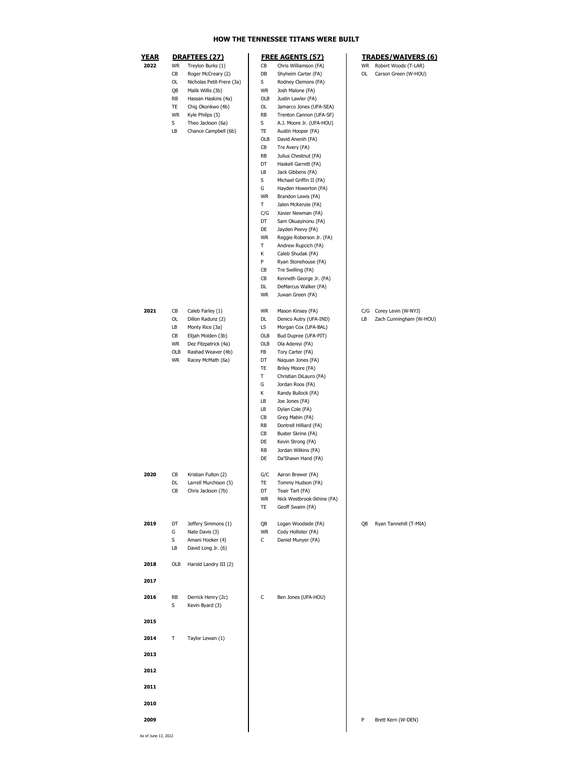# HOW THE TENNESSEE TITANS WERE BUILT

| YEAR | DRAFTEES (27) | | FREE AGENTS (57) | | TRADES/WAIVERS (6) | |
|---|---|---|---|---|---|---|
| 2022 | WR | Treylon Burks (1) | CB | Chris Williamson (FA) | WR | Robert Woods (T-LAR) |
| | CB | Roger McCreary (2) | DB | Shyheim Carter (FA) | OL | Carson Green (W-HOU) |
| | OL | Nicholas Petit-Frere (3a) | S | Rodney Clemons (FA) | | |
| | QB | Malik Willis (3b) | WR | Josh Malone (FA) | | |
| | RB | Hassan Haskins (4a) | OLB | Justin Lawler (FA) | | |
| | TE | Chig Okonkwo (4b) | OL | Jamarco Jones (UFA-SEA) | | |
| | WR | Kyle Philips (5) | RB | Trenton Cannon (UFA-SF) | | |
| | S | Theo Jackson (6a) | S | A.J. Moore Jr. (UFA-HOU) | | |
| | LB | Chance Campbell (6b) | TE | Austin Hooper (FA) | | |
| | | | OLB | David Anenih (FA) | | |
| | | | CB | Tre Avery (FA) | | |
| | | | RB | Julius Chestnut (FA) | | |
| | | | DT | Haskell Garrett (FA) | | |
| | | | LB | Jack Gibbens (FA) | | |
| | | | S | Michael Griffin II (FA) | | |
| | | | G | Hayden Howerton (FA) | | |
| | | | WR | Brandon Lewis (FA) | | |
| | | | T | Jalen McKenzie (FA) | | |
| | | | C/G | Xavier Newman (FA) | | |
| | | | DT | Sam Okuayinonu (FA) | | |
| | | | DE | Jayden Peevy (FA) | | |
| | | | WR | Reggie Roberson Jr. (FA) | | |
| | | | T | Andrew Rupcich (FA) | | |
| | | | K | Caleb Shudak (FA) | | |
| | | | P | Ryan Stonehouse (FA) | | |
| | | | CB | Tre Swilling (FA) | | |
| | | | CB | Kenneth George Jr. (FA) | | |
| | | | DL | DeMarcus Walker (FA) | | |
| | | | WR | Juwan Green (FA) | | |
| 2021 | CB | Caleb Farley (1) | WR | Mason Kinsey (FA) | C/G | Corey Levin (W-NYJ) |
| | OL | Dillon Radunz (2) | DL | Denico Autry (UFA-IND) | LB | Zach Cunningham (W-HOU) |
| | LB | Monty Rice (3a) | LS | Morgan Cox (UFA-BAL) | | |
| | CB | Elijah Molden (3b) | OLB | Bud Dupree (UFA-PIT) | | |
| | WR | Dez Fitzpatrick (4a) | OLB | Ola Adeniyi (FA) | | |
| | OLB | Rashad Weaver (4b) | FB | Tory Carter (FA) | | |
| | WR | Racey McMath (6a) | DT | Naquan Jones (FA) | | |
| | | | TE | Briley Moore (FA) | | |
| | | | T | Christian DiLauro (FA) | | |
| | | | G | Jordan Roos (FA) | | |
| | | | K | Randy Bullock (FA) | | |
| | | | LB | Joe Jones (FA) | | |
| | | | LB | Dylan Cole (FA) | | |
| | | | CB | Greg Mabin (FA) | | |
| | | | RB | Dontrell Hilliard (FA) | | |
| | | | CB | Buster Skrine (FA) | | |
| | | | DE | Kevin Strong (FA) | | |
| | | | RB | Jordan Wilkins (FA) | | |
| | | | DE | Da'Shawn Hand (FA) | | |
| 2020 | CB | Kristian Fulton (2) | G/C | Aaron Brewer (FA) | | |
| | DL | Larrell Murchison (5) | TE | Tommy Hudson (FA) | | |
| | CB | Chris Jackson (7b) | DT | Teair Tart (FA) | | |
| | | | WR | Nick Westbrook-Ikhine (FA) | | |
| | | | TE | Geoff Swaim (FA) | | |
| 2019 | DT | Jeffery Simmons (1) | QB | Logan Woodside (FA) | QB | Ryan Tannehill (T-MIA) |
| | G | Nate Davis (3) | WR | Cody Hollister (FA) | | |
| | S | Amani Hooker (4) | C | Daniel Munyer (FA) | | |
| | LB | David Long Jr. (6) | | | | |
| 2018 | OLB | Harold Landry III (2) | | | | |
| 2017 | | | | | | |
| 2016 | RB | Derrick Henry (2c) | C | Ben Jones (UFA-HOU) | | |
| | S | Kevin Byard (3) | | | | |
| 2015 | | | | | | |
| 2014 | T | Taylor Lewan (1) | | | | |
| 2013 | | | | | | |
| 2012 | | | | | | |
| 2011 | | | | | | |
| 2010 | | | | | | |
| 2009 | | | | | P | Brett Kern (W-DEN) |

As of June 13, 2022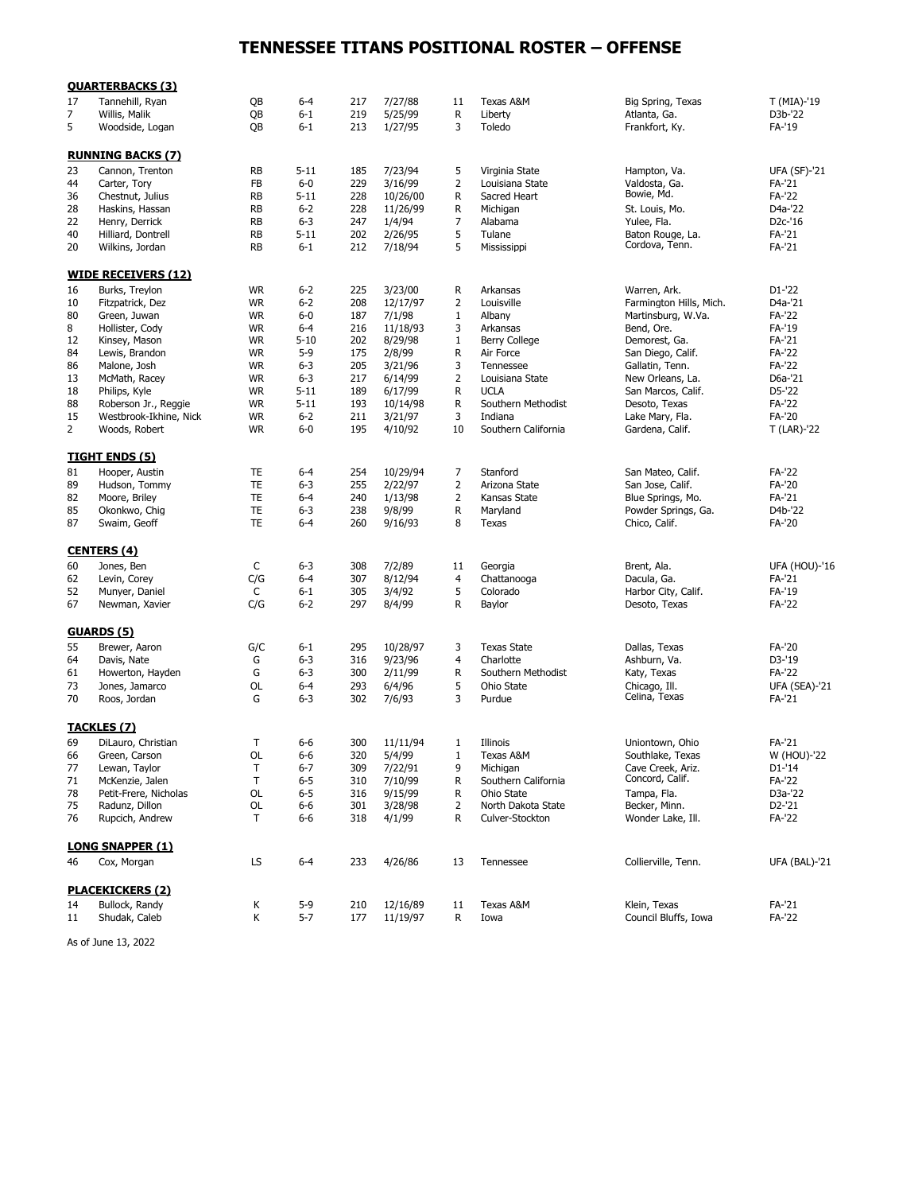# TENNESSEE TITANS POSITIONAL ROSTER – OFFENSE

## QUARTERBACKS (3)

| No. | Name | Pos. | Ht. | Wt. | Birthdate | Exp. | College | Hometown | Acq. |
|---|---|---|---|---|---|---|---|---|---|
| 17 | Tannehill, Ryan | QB | 6-4 | 217 | 7/27/88 | 11 | Texas A&M | Big Spring, Texas | T (MIA)-'19 |
| 7 | Willis, Malik | QB | 6-1 | 219 | 5/25/99 | R | Liberty | Atlanta, Ga. | D3b-'22 |
| 5 | Woodside, Logan | QB | 6-1 | 213 | 1/27/95 | 3 | Toledo | Frankfort, Ky. | FA-'19 |

## RUNNING BACKS (7)

| No. | Name | Pos. | Ht. | Wt. | Birthdate | Exp. | College | Hometown | Acq. |
|---|---|---|---|---|---|---|---|---|---|
| 23 | Cannon, Trenton | RB | 5-11 | 185 | 7/23/94 | 5 | Virginia State | Hampton, Va. | UFA (SF)-'21 |
| 44 | Carter, Tory | FB | 6-0 | 229 | 3/16/99 | 2 | Louisiana State | Valdosta, Ga. | FA-'21 |
| 36 | Chestnut, Julius | RB | 5-11 | 228 | 10/26/00 | R | Sacred Heart | Bowie, Md. | FA-'22 |
| 28 | Haskins, Hassan | RB | 6-2 | 228 | 11/26/99 | R | Michigan | St. Louis, Mo. | D4a-'22 |
| 22 | Henry, Derrick | RB | 6-3 | 247 | 1/4/94 | 7 | Alabama | Yulee, Fla. | D2c-'16 |
| 40 | Hilliard, Dontrell | RB | 5-11 | 202 | 2/26/95 | 5 | Tulane | Baton Rouge, La. | FA-'21 |
| 20 | Wilkins, Jordan | RB | 6-1 | 212 | 7/18/94 | 5 | Mississippi | Cordova, Tenn. | FA-'21 |

## WIDE RECEIVERS (12)

| No. | Name | Pos. | Ht. | Wt. | Birthdate | Exp. | College | Hometown | Acq. |
|---|---|---|---|---|---|---|---|---|---|
| 16 | Burks, Treylon | WR | 6-2 | 225 | 3/23/00 | R | Arkansas | Warren, Ark. | D1-'22 |
| 10 | Fitzpatrick, Dez | WR | 6-2 | 208 | 12/17/97 | 2 | Louisville | Farmington Hills, Mich. | D4a-'21 |
| 80 | Green, Juwan | WR | 6-0 | 187 | 7/1/98 | 1 | Albany | Martinsburg, W.Va. | FA-'22 |
| 8 | Hollister, Cody | WR | 6-4 | 216 | 11/18/93 | 3 | Arkansas | Bend, Ore. | FA-'19 |
| 12 | Kinsey, Mason | WR | 5-10 | 202 | 8/29/98 | 1 | Berry College | Demorest, Ga. | FA-'21 |
| 84 | Lewis, Brandon | WR | 5-9 | 175 | 2/8/99 | R | Air Force | San Diego, Calif. | FA-'22 |
| 86 | Malone, Josh | WR | 6-3 | 205 | 3/21/96 | 3 | Tennessee | Gallatin, Tenn. | FA-'22 |
| 13 | McMath, Racey | WR | 6-3 | 217 | 6/14/99 | 2 | Louisiana State | New Orleans, La. | D6a-'21 |
| 18 | Philips, Kyle | WR | 5-11 | 189 | 6/17/99 | R | UCLA | San Marcos, Calif. | D5-'22 |
| 88 | Roberson Jr., Reggie | WR | 5-11 | 193 | 10/14/98 | R | Southern Methodist | Desoto, Texas | FA-'22 |
| 15 | Westbrook-Ikhine, Nick | WR | 6-2 | 211 | 3/21/97 | 3 | Indiana | Lake Mary, Fla. | FA-'20 |
| 2 | Woods, Robert | WR | 6-0 | 195 | 4/10/92 | 10 | Southern California | Gardena, Calif. | T (LAR)-'22 |

## TIGHT ENDS (5)

| No. | Name | Pos. | Ht. | Wt. | Birthdate | Exp. | College | Hometown | Acq. |
|---|---|---|---|---|---|---|---|---|---|
| 81 | Hooper, Austin | TE | 6-4 | 254 | 10/29/94 | 7 | Stanford | San Mateo, Calif. | FA-'22 |
| 89 | Hudson, Tommy | TE | 6-3 | 255 | 2/22/97 | 2 | Arizona State | San Jose, Calif. | FA-'20 |
| 82 | Moore, Briley | TE | 6-4 | 240 | 1/13/98 | 2 | Kansas State | Blue Springs, Mo. | FA-'21 |
| 85 | Okonkwo, Chig | TE | 6-3 | 238 | 9/8/99 | R | Maryland | Powder Springs, Ga. | D4b-'22 |
| 87 | Swaim, Geoff | TE | 6-4 | 260 | 9/16/93 | 8 | Texas | Chico, Calif. | FA-'20 |

## CENTERS (4)

| No. | Name | Pos. | Ht. | Wt. | Birthdate | Exp. | College | Hometown | Acq. |
|---|---|---|---|---|---|---|---|---|---|
| 60 | Jones, Ben | C | 6-3 | 308 | 7/2/89 | 11 | Georgia | Brent, Ala. | UFA (HOU)-'16 |
| 62 | Levin, Corey | C/G | 6-4 | 307 | 8/12/94 | 4 | Chattanooga | Dacula, Ga. | FA-'21 |
| 52 | Munyer, Daniel | C | 6-1 | 305 | 3/4/92 | 5 | Colorado | Harbor City, Calif. | FA-'19 |
| 67 | Newman, Xavier | C/G | 6-2 | 297 | 8/4/99 | R | Baylor | Desoto, Texas | FA-'22 |

## GUARDS (5)

| No. | Name | Pos. | Ht. | Wt. | Birthdate | Exp. | College | Hometown | Acq. |
|---|---|---|---|---|---|---|---|---|---|
| 55 | Brewer, Aaron | G/C | 6-1 | 295 | 10/28/97 | 3 | Texas State | Dallas, Texas | FA-'20 |
| 64 | Davis, Nate | G | 6-3 | 316 | 9/23/96 | 4 | Charlotte | Ashburn, Va. | D3-'19 |
| 61 | Howerton, Hayden | G | 6-3 | 300 | 2/11/99 | R | Southern Methodist | Katy, Texas | FA-'22 |
| 73 | Jones, Jamarco | OL | 6-4 | 293 | 6/4/96 | 5 | Ohio State | Chicago, Ill. | UFA (SEA)-'21 |
| 70 | Roos, Jordan | G | 6-3 | 302 | 7/6/93 | 3 | Purdue | Celina, Texas | FA-'21 |

## TACKLES (7)

| No. | Name | Pos. | Ht. | Wt. | Birthdate | Exp. | College | Hometown | Acq. |
|---|---|---|---|---|---|---|---|---|---|
| 69 | DiLauro, Christian | T | 6-6 | 300 | 11/11/94 | 1 | Illinois | Uniontown, Ohio | FA-'21 |
| 66 | Green, Carson | OL | 6-6 | 320 | 5/4/99 | 1 | Texas A&M | Southlake, Texas | W (HOU)-'22 |
| 77 | Lewan, Taylor | T | 6-7 | 309 | 7/22/91 | 9 | Michigan | Cave Creek, Ariz. | D1-'14 |
| 71 | McKenzie, Jalen | T | 6-5 | 310 | 7/10/99 | R | Southern California | Concord, Calif. | FA-'22 |
| 78 | Petit-Frere, Nicholas | OL | 6-5 | 316 | 9/15/99 | R | Ohio State | Tampa, Fla. | D3a-'22 |
| 75 | Radunz, Dillon | OL | 6-6 | 301 | 3/28/98 | 2 | North Dakota State | Becker, Minn. | D2-'21 |
| 76 | Rupcich, Andrew | T | 6-6 | 318 | 4/1/99 | R | Culver-Stockton | Wonder Lake, Ill. | FA-'22 |

## LONG SNAPPER (1)

| No. | Name | Pos. | Ht. | Wt. | Birthdate | Exp. | College | Hometown | Acq. |
|---|---|---|---|---|---|---|---|---|---|
| 46 | Cox, Morgan | LS | 6-4 | 233 | 4/26/86 | 13 | Tennessee | Collierville, Tenn. | UFA (BAL)-'21 |

## PLACEKICKERS (2)

| No. | Name | Pos. | Ht. | Wt. | Birthdate | Exp. | College | Hometown | Acq. |
|---|---|---|---|---|---|---|---|---|---|
| 14 | Bullock, Randy | K | 5-9 | 210 | 12/16/89 | 11 | Texas A&M | Klein, Texas | FA-'21 |
| 11 | Shudak, Caleb | K | 5-7 | 177 | 11/19/97 | R | Iowa | Council Bluffs, Iowa | FA-'22 |

As of June 13, 2022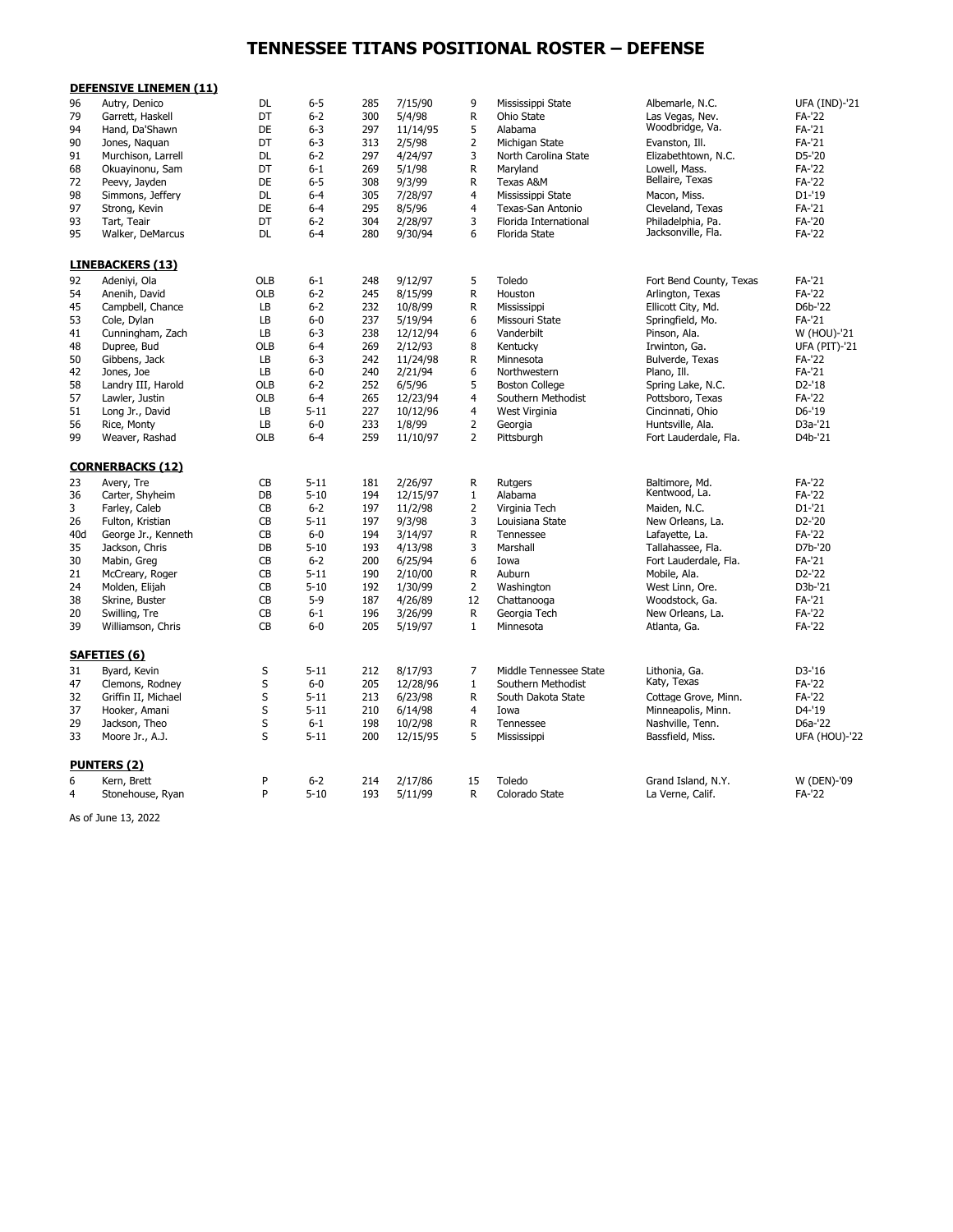# TENNESSEE TITANS POSITIONAL ROSTER – DEFENSE

**DEFENSIVE LINEMEN (11)**

| | | | | | | | | | |
|---|---|---|---|---|---|---|---|---|---|
| 96 | Autry, Denico | DL | 6-5 | 285 | 7/15/90 | 9 | Mississippi State | Albemarle, N.C. | UFA (IND)-'21 |
| 79 | Garrett, Haskell | DT | 6-2 | 300 | 5/4/98 | R | Ohio State | Las Vegas, Nev. | FA-'22 |
| 94 | Hand, Da'Shawn | DE | 6-3 | 297 | 11/14/95 | 5 | Alabama | Woodbridge, Va. | FA-'21 |
| 90 | Jones, Naquan | DT | 6-3 | 313 | 2/5/98 | 2 | Michigan State | Evanston, Ill. | FA-'21 |
| 91 | Murchison, Larrell | DL | 6-2 | 297 | 4/24/97 | 3 | North Carolina State | Elizabethtown, N.C. | D5-'20 |
| 68 | Okuayinonu, Sam | DT | 6-1 | 269 | 5/1/98 | R | Maryland | Lowell, Mass. | FA-'22 |
| 72 | Peevy, Jayden | DE | 6-5 | 308 | 9/3/99 | R | Texas A&M | Bellaire, Texas | FA-'22 |
| 98 | Simmons, Jeffery | DL | 6-4 | 305 | 7/28/97 | 4 | Mississippi State | Macon, Miss. | D1-'19 |
| 97 | Strong, Kevin | DE | 6-4 | 295 | 8/5/96 | 4 | Texas-San Antonio | Cleveland, Texas | FA-'21 |
| 93 | Tart, Teair | DT | 6-2 | 304 | 2/28/97 | 3 | Florida International | Philadelphia, Pa. | FA-'20 |
| 95 | Walker, DeMarcus | DL | 6-4 | 280 | 9/30/94 | 6 | Florida State | Jacksonville, Fla. | FA-'22 |

**LINEBACKERS (13)**

| | | | | | | | | | |
|---|---|---|---|---|---|---|---|---|---|
| 92 | Adeniyi, Ola | OLB | 6-1 | 248 | 9/12/97 | 5 | Toledo | Fort Bend County, Texas | FA-'21 |
| 54 | Anenih, David | OLB | 6-2 | 245 | 8/15/99 | R | Houston | Arlington, Texas | FA-'22 |
| 45 | Campbell, Chance | LB | 6-2 | 232 | 10/8/99 | R | Mississippi | Ellicott City, Md. | D6b-'22 |
| 53 | Cole, Dylan | LB | 6-0 | 237 | 5/19/94 | 6 | Missouri State | Springfield, Mo. | FA-'21 |
| 41 | Cunningham, Zach | LB | 6-3 | 238 | 12/12/94 | 6 | Vanderbilt | Pinson, Ala. | W (HOU)-'21 |
| 48 | Dupree, Bud | OLB | 6-4 | 269 | 2/12/93 | 8 | Kentucky | Irwinton, Ga. | UFA (PIT)-'21 |
| 50 | Gibbens, Jack | LB | 6-3 | 242 | 11/24/98 | R | Minnesota | Bulverde, Texas | FA-'22 |
| 42 | Jones, Joe | LB | 6-0 | 240 | 2/21/94 | 6 | Northwestern | Plano, Ill. | FA-'21 |
| 58 | Landry III, Harold | OLB | 6-2 | 252 | 6/5/96 | 5 | Boston College | Spring Lake, N.C. | D2-'18 |
| 57 | Lawler, Justin | OLB | 6-4 | 265 | 12/23/94 | 4 | Southern Methodist | Pottsboro, Texas | FA-'22 |
| 51 | Long Jr., David | LB | 5-11 | 227 | 10/12/96 | 4 | West Virginia | Cincinnati, Ohio | D6-'19 |
| 56 | Rice, Monty | LB | 6-0 | 233 | 1/8/99 | 2 | Georgia | Huntsville, Ala. | D3a-'21 |
| 99 | Weaver, Rashad | OLB | 6-4 | 259 | 11/10/97 | 2 | Pittsburgh | Fort Lauderdale, Fla. | D4b-'21 |

**CORNERBACKS (12)**

| | | | | | | | | | |
|---|---|---|---|---|---|---|---|---|---|
| 23 | Avery, Tre | CB | 5-11 | 181 | 2/26/97 | R | Rutgers | Baltimore, Md. | FA-'22 |
| 36 | Carter, Shyheim | DB | 5-10 | 194 | 12/15/97 | 1 | Alabama | Kentwood, La. | FA-'22 |
| 3 | Farley, Caleb | CB | 6-2 | 197 | 11/2/98 | 2 | Virginia Tech | Maiden, N.C. | D1-'21 |
| 26 | Fulton, Kristian | CB | 5-11 | 197 | 9/3/98 | 3 | Louisiana State | New Orleans, La. | D2-'20 |
| 40d | George Jr., Kenneth | CB | 6-0 | 194 | 3/14/97 | R | Tennessee | Lafayette, La. | FA-'22 |
| 35 | Jackson, Chris | DB | 5-10 | 193 | 4/13/98 | 3 | Marshall | Tallahassee, Fla. | D7b-'20 |
| 30 | Mabin, Greg | CB | 6-2 | 200 | 6/25/94 | 6 | Iowa | Fort Lauderdale, Fla. | FA-'21 |
| 21 | McCreary, Roger | CB | 5-11 | 190 | 2/10/00 | R | Auburn | Mobile, Ala. | D2-'22 |
| 24 | Molden, Elijah | CB | 5-10 | 192 | 1/30/99 | 2 | Washington | West Linn, Ore. | D3b-'21 |
| 38 | Skrine, Buster | CB | 5-9 | 187 | 4/26/89 | 12 | Chattanooga | Woodstock, Ga. | FA-'21 |
| 20 | Swilling, Tre | CB | 6-1 | 196 | 3/26/99 | R | Georgia Tech | New Orleans, La. | FA-'22 |
| 39 | Williamson, Chris | CB | 6-0 | 205 | 5/19/97 | 1 | Minnesota | Atlanta, Ga. | FA-'22 |

**SAFETIES (6)**

| | | | | | | | | | |
|---|---|---|---|---|---|---|---|---|---|
| 31 | Byard, Kevin | S | 5-11 | 212 | 8/17/93 | 7 | Middle Tennessee State | Lithonia, Ga. | D3-'16 |
| 47 | Clemons, Rodney | S | 6-0 | 205 | 12/28/96 | 1 | Southern Methodist | Katy, Texas | FA-'22 |
| 32 | Griffin II, Michael | S | 5-11 | 213 | 6/23/98 | R | South Dakota State | Cottage Grove, Minn. | FA-'22 |
| 37 | Hooker, Amani | S | 5-11 | 210 | 6/14/98 | 4 | Iowa | Minneapolis, Minn. | D4-'19 |
| 29 | Jackson, Theo | S | 6-1 | 198 | 10/2/98 | R | Tennessee | Nashville, Tenn. | D6a-'22 |
| 33 | Moore Jr., A.J. | S | 5-11 | 200 | 12/15/95 | 5 | Mississippi | Bassfield, Miss. | UFA (HOU)-'22 |

**PUNTERS (2)**

| | | | | | | | | | |
|---|---|---|---|---|---|---|---|---|---|
| 6 | Kern, Brett | P | 6-2 | 214 | 2/17/86 | 15 | Toledo | Grand Island, N.Y. | W (DEN)-'09 |
| 4 | Stonehouse, Ryan | P | 5-10 | 193 | 5/11/99 | R | Colorado State | La Verne, Calif. | FA-'22 |

As of June 13, 2022